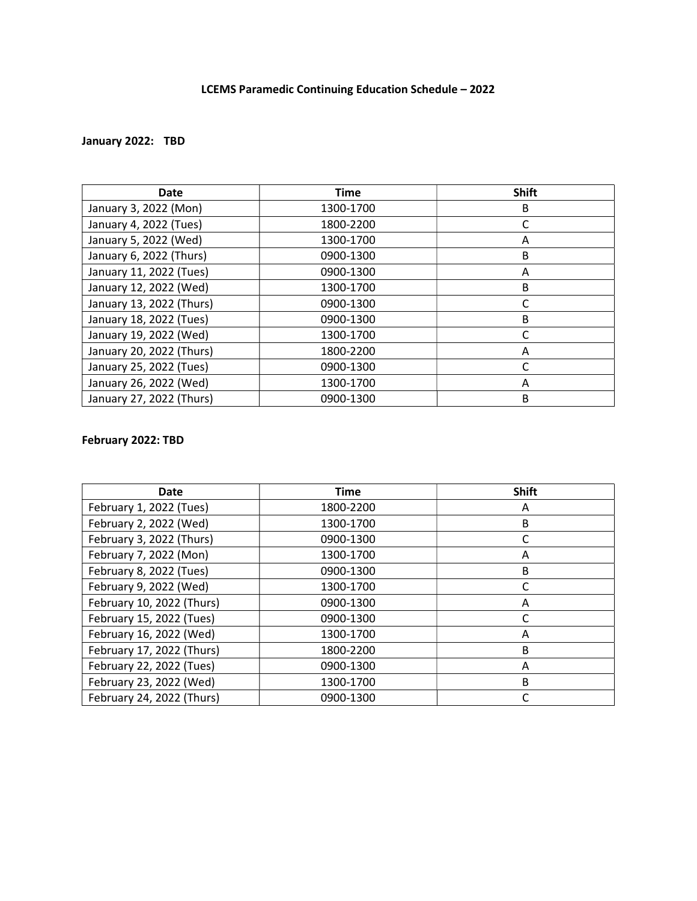# LCEMS Paramedic Continuing Education Schedule – 2022

**January 2022: TBD**

| Date | Time | Shift |
|---|---|---|
| January 3, 2022 (Mon) | 1300-1700 | B |
| January 4, 2022 (Tues) | 1800-2200 | C |
| January 5, 2022 (Wed) | 1300-1700 | A |
| January 6, 2022 (Thurs) | 0900-1300 | B |
| January 11, 2022 (Tues) | 0900-1300 | A |
| January 12, 2022 (Wed) | 1300-1700 | B |
| January 13, 2022 (Thurs) | 0900-1300 | C |
| January 18, 2022 (Tues) | 0900-1300 | B |
| January 19, 2022 (Wed) | 1300-1700 | C |
| January 20, 2022 (Thurs) | 1800-2200 | A |
| January 25, 2022 (Tues) | 0900-1300 | C |
| January 26, 2022 (Wed) | 1300-1700 | A |
| January 27, 2022 (Thurs) | 0900-1300 | B |

**February 2022: TBD**

| Date | Time | Shift |
|---|---|---|
| February 1, 2022 (Tues) | 1800-2200 | A |
| February 2, 2022 (Wed) | 1300-1700 | B |
| February 3, 2022 (Thurs) | 0900-1300 | C |
| February 7, 2022 (Mon) | 1300-1700 | A |
| February 8, 2022 (Tues) | 0900-1300 | B |
| February 9, 2022 (Wed) | 1300-1700 | C |
| February 10, 2022 (Thurs) | 0900-1300 | A |
| February 15, 2022 (Tues) | 0900-1300 | C |
| February 16, 2022 (Wed) | 1300-1700 | A |
| February 17, 2022 (Thurs) | 1800-2200 | B |
| February 22, 2022 (Tues) | 0900-1300 | A |
| February 23, 2022 (Wed) | 1300-1700 | B |
| February 24, 2022 (Thurs) | 0900-1300 | C |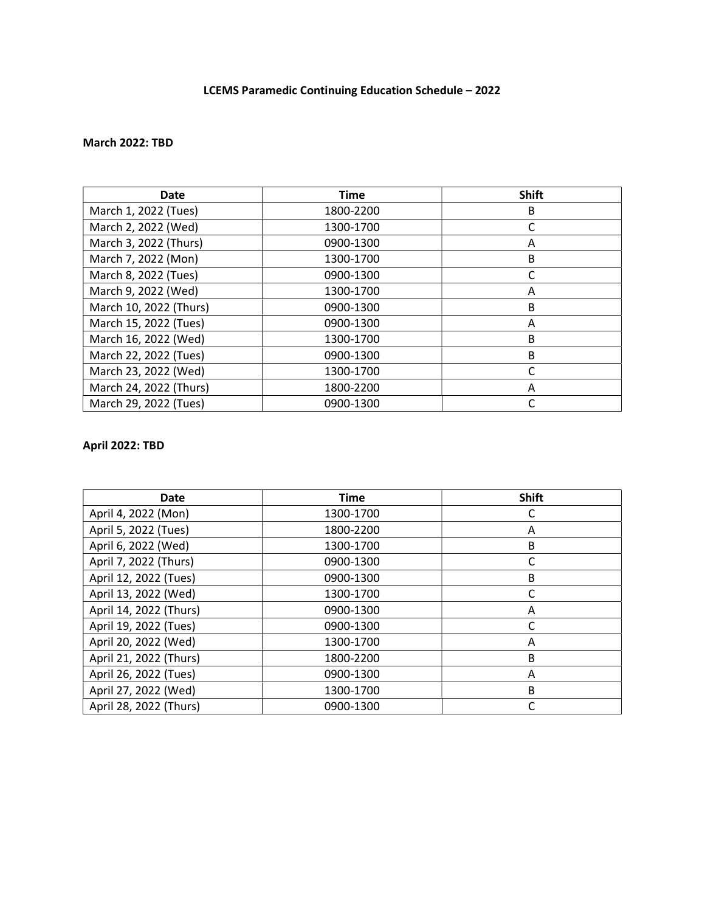# LCEMS Paramedic Continuing Education Schedule – 2022

**March 2022: TBD**

| Date | Time | Shift |
|---|---|---|
| March 1, 2022 (Tues) | 1800-2200 | B |
| March 2, 2022 (Wed) | 1300-1700 | C |
| March 3, 2022 (Thurs) | 0900-1300 | A |
| March 7, 2022 (Mon) | 1300-1700 | B |
| March 8, 2022 (Tues) | 0900-1300 | C |
| March 9, 2022 (Wed) | 1300-1700 | A |
| March 10, 2022 (Thurs) | 0900-1300 | B |
| March 15, 2022 (Tues) | 0900-1300 | A |
| March 16, 2022 (Wed) | 1300-1700 | B |
| March 22, 2022 (Tues) | 0900-1300 | B |
| March 23, 2022 (Wed) | 1300-1700 | C |
| March 24, 2022 (Thurs) | 1800-2200 | A |
| March 29, 2022 (Tues) | 0900-1300 | C |

**April 2022: TBD**

| Date | Time | Shift |
|---|---|---|
| April 4, 2022 (Mon) | 1300-1700 | C |
| April 5, 2022 (Tues) | 1800-2200 | A |
| April 6, 2022 (Wed) | 1300-1700 | B |
| April 7, 2022 (Thurs) | 0900-1300 | C |
| April 12, 2022 (Tues) | 0900-1300 | B |
| April 13, 2022 (Wed) | 1300-1700 | C |
| April 14, 2022 (Thurs) | 0900-1300 | A |
| April 19, 2022 (Tues) | 0900-1300 | C |
| April 20, 2022 (Wed) | 1300-1700 | A |
| April 21, 2022 (Thurs) | 1800-2200 | B |
| April 26, 2022 (Tues) | 0900-1300 | A |
| April 27, 2022 (Wed) | 1300-1700 | B |
| April 28, 2022 (Thurs) | 0900-1300 | C |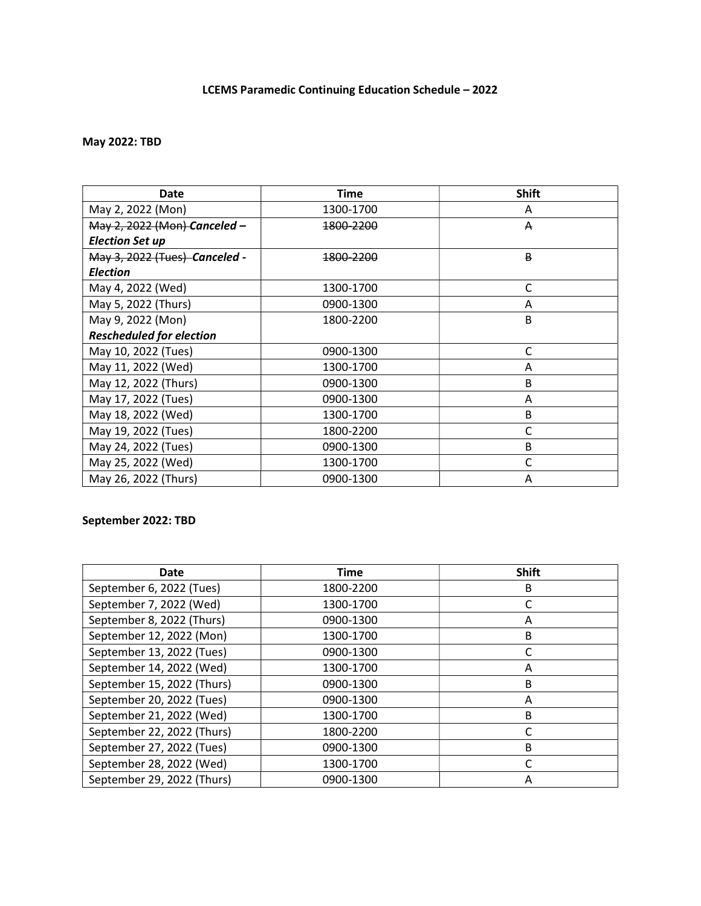**LCEMS Paramedic Continuing Education Schedule – 2022**

**May 2022: TBD**

| Date | Time | Shift |
|---|---|---|
| May 2, 2022 (Mon) | 1300-1700 | A |
| ~~May 2, 2022 (Mon)~~ ***Canceled – Election Set up*** | ~~1800-2200~~ | ~~A~~ |
| ~~May 3, 2022 (Tues)~~ ***Canceled - Election*** | ~~1800-2200~~ | ~~B~~ |
| May 4, 2022 (Wed) | 1300-1700 | C |
| May 5, 2022 (Thurs) | 0900-1300 | A |
| May 9, 2022 (Mon) ***Rescheduled for election*** | 1800-2200 | B |
| May 10, 2022 (Tues) | 0900-1300 | C |
| May 11, 2022 (Wed) | 1300-1700 | A |
| May 12, 2022 (Thurs) | 0900-1300 | B |
| May 17, 2022 (Tues) | 0900-1300 | A |
| May 18, 2022 (Wed) | 1300-1700 | B |
| May 19, 2022 (Tues) | 1800-2200 | C |
| May 24, 2022 (Tues) | 0900-1300 | B |
| May 25, 2022 (Wed) | 1300-1700 | C |
| May 26, 2022 (Thurs) | 0900-1300 | A |

**September 2022: TBD**

| Date | Time | Shift |
|---|---|---|
| September 6, 2022 (Tues) | 1800-2200 | B |
| September 7, 2022 (Wed) | 1300-1700 | C |
| September 8, 2022 (Thurs) | 0900-1300 | A |
| September 12, 2022 (Mon) | 1300-1700 | B |
| September 13, 2022 (Tues) | 0900-1300 | C |
| September 14, 2022 (Wed) | 1300-1700 | A |
| September 15, 2022 (Thurs) | 0900-1300 | B |
| September 20, 2022 (Tues) | 0900-1300 | A |
| September 21, 2022 (Wed) | 1300-1700 | B |
| September 22, 2022 (Thurs) | 1800-2200 | C |
| September 27, 2022 (Tues) | 0900-1300 | B |
| September 28, 2022 (Wed) | 1300-1700 | C |
| September 29, 2022 (Thurs) | 0900-1300 | A |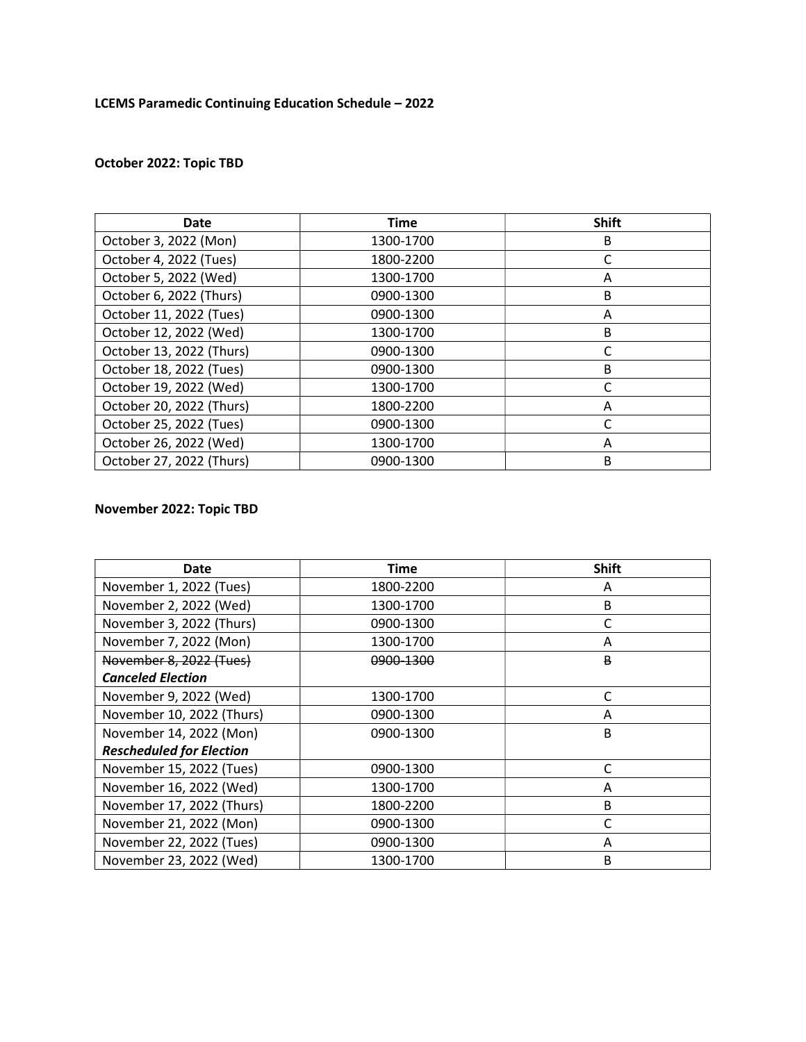**LCEMS Paramedic Continuing Education Schedule – 2022**

**October 2022: Topic TBD**

| Date | Time | Shift |
|---|---|---|
| October 3, 2022 (Mon) | 1300-1700 | B |
| October 4, 2022 (Tues) | 1800-2200 | C |
| October 5, 2022 (Wed) | 1300-1700 | A |
| October 6, 2022 (Thurs) | 0900-1300 | B |
| October 11, 2022 (Tues) | 0900-1300 | A |
| October 12, 2022 (Wed) | 1300-1700 | B |
| October 13, 2022 (Thurs) | 0900-1300 | C |
| October 18, 2022 (Tues) | 0900-1300 | B |
| October 19, 2022 (Wed) | 1300-1700 | C |
| October 20, 2022 (Thurs) | 1800-2200 | A |
| October 25, 2022 (Tues) | 0900-1300 | C |
| October 26, 2022 (Wed) | 1300-1700 | A |
| October 27, 2022 (Thurs) | 0900-1300 | B |

**November 2022: Topic TBD**

| Date | Time | Shift |
|---|---|---|
| November 1, 2022 (Tues) | 1800-2200 | A |
| November 2, 2022 (Wed) | 1300-1700 | B |
| November 3, 2022 (Thurs) | 0900-1300 | C |
| November 7, 2022 (Mon) | 1300-1700 | A |
| ~~November 8, 2022 (Tues)~~ ***Canceled Election*** | ~~0900-1300~~ | ~~B~~ |
| November 9, 2022 (Wed) | 1300-1700 | C |
| November 10, 2022 (Thurs) | 0900-1300 | A |
| November 14, 2022 (Mon) ***Rescheduled for Election*** | 0900-1300 | B |
| November 15, 2022 (Tues) | 0900-1300 | C |
| November 16, 2022 (Wed) | 1300-1700 | A |
| November 17, 2022 (Thurs) | 1800-2200 | B |
| November 21, 2022 (Mon) | 0900-1300 | C |
| November 22, 2022 (Tues) | 0900-1300 | A |
| November 23, 2022 (Wed) | 1300-1700 | B |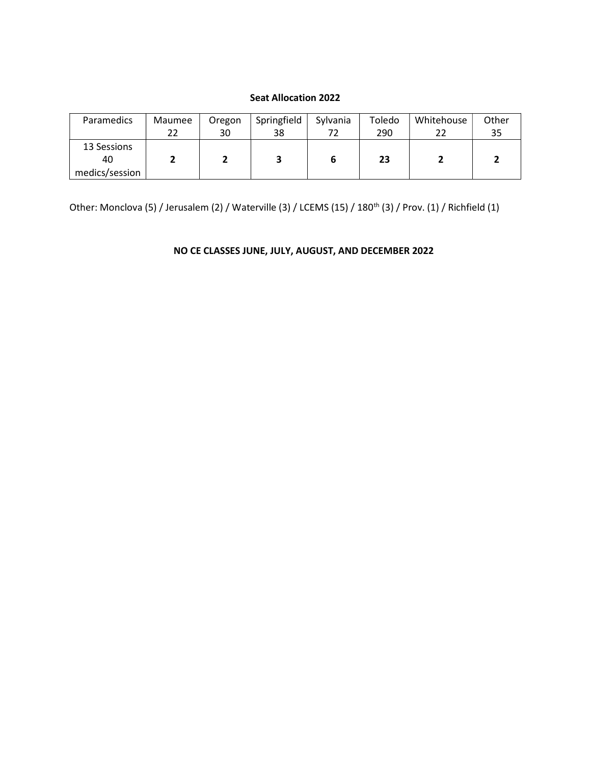**Seat Allocation 2022**

| Paramedics | Maumee 22 | Oregon 30 | Springfield 38 | Sylvania 72 | Toledo 290 | Whitehouse 22 | Other 35 |
|---|---|---|---|---|---|---|---|
| 13 Sessions 40 medics/session | **2** | **2** | **3** | **6** | **23** | **2** | **2** |

Other: Monclova (5) / Jerusalem (2) / Waterville (3) / LCEMS (15) / 180th (3) / Prov. (1) / Richfield (1)

**NO CE CLASSES JUNE, JULY, AUGUST, AND DECEMBER 2022**